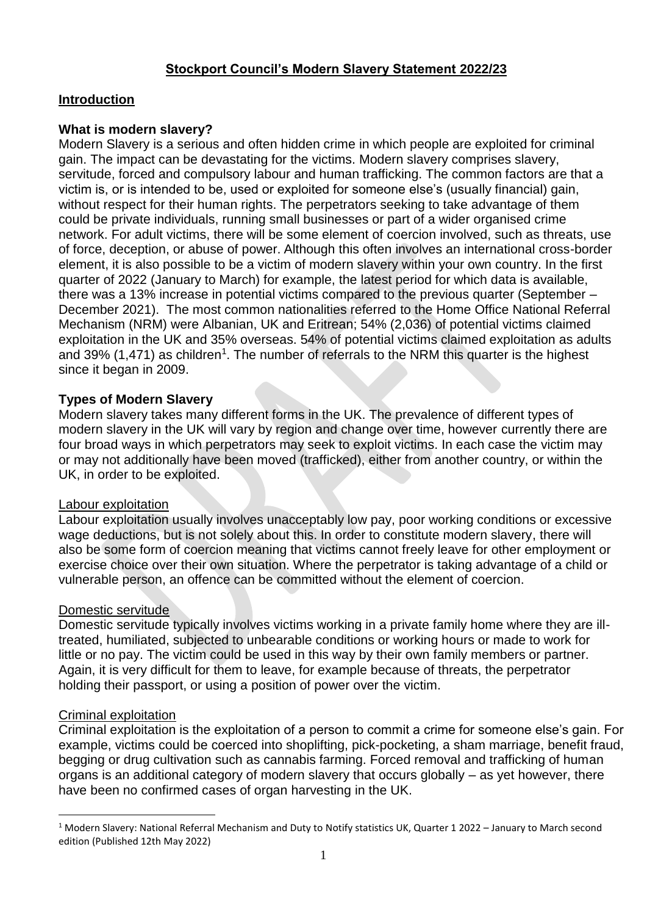# Stockport Council's Modern Slavery Statement 2022/23

## Introduction

### What is modern slavery?

Modern Slavery is a serious and often hidden crime in which people are exploited for criminal gain. The impact can be devastating for the victims. Modern slavery comprises slavery, servitude, forced and compulsory labour and human trafficking. The common factors are that a victim is, or is intended to be, used or exploited for someone else's (usually financial) gain, without respect for their human rights. The perpetrators seeking to take advantage of them could be private individuals, running small businesses or part of a wider organised crime network. For adult victims, there will be some element of coercion involved, such as threats, use of force, deception, or abuse of power. Although this often involves an international cross-border element, it is also possible to be a victim of modern slavery within your own country. In the first quarter of 2022 (January to March) for example, the latest period for which data is available, there was a 13% increase in potential victims compared to the previous quarter (September – December 2021). The most common nationalities referred to the Home Office National Referral Mechanism (NRM) were Albanian, UK and Eritrean; 54% (2,036) of potential victims claimed exploitation in the UK and 35% overseas. 54% of potential victims claimed exploitation as adults and 39% (1,471) as children[1]. The number of referrals to the NRM this quarter is the highest since it began in 2009.

### Types of Modern Slavery

Modern slavery takes many different forms in the UK. The prevalence of different types of modern slavery in the UK will vary by region and change over time, however currently there are four broad ways in which perpetrators may seek to exploit victims. In each case the victim may or may not additionally have been moved (trafficked), either from another country, or within the UK, in order to be exploited.

#### Labour exploitation

Labour exploitation usually involves unacceptably low pay, poor working conditions or excessive wage deductions, but is not solely about this. In order to constitute modern slavery, there will also be some form of coercion meaning that victims cannot freely leave for other employment or exercise choice over their own situation. Where the perpetrator is taking advantage of a child or vulnerable person, an offence can be committed without the element of coercion.

#### Domestic servitude

Domestic servitude typically involves victims working in a private family home where they are ill-treated, humiliated, subjected to unbearable conditions or working hours or made to work for little or no pay. The victim could be used in this way by their own family members or partner. Again, it is very difficult for them to leave, for example because of threats, the perpetrator holding their passport, or using a position of power over the victim.

#### Criminal exploitation

Criminal exploitation is the exploitation of a person to commit a crime for someone else's gain. For example, victims could be coerced into shoplifting, pick-pocketing, a sham marriage, benefit fraud, begging or drug cultivation such as cannabis farming. Forced removal and trafficking of human organs is an additional category of modern slavery that occurs globally – as yet however, there have been no confirmed cases of organ harvesting in the UK.

---

[1] Modern Slavery: National Referral Mechanism and Duty to Notify statistics UK, Quarter 1 2022 – January to March second edition (Published 12th May 2022)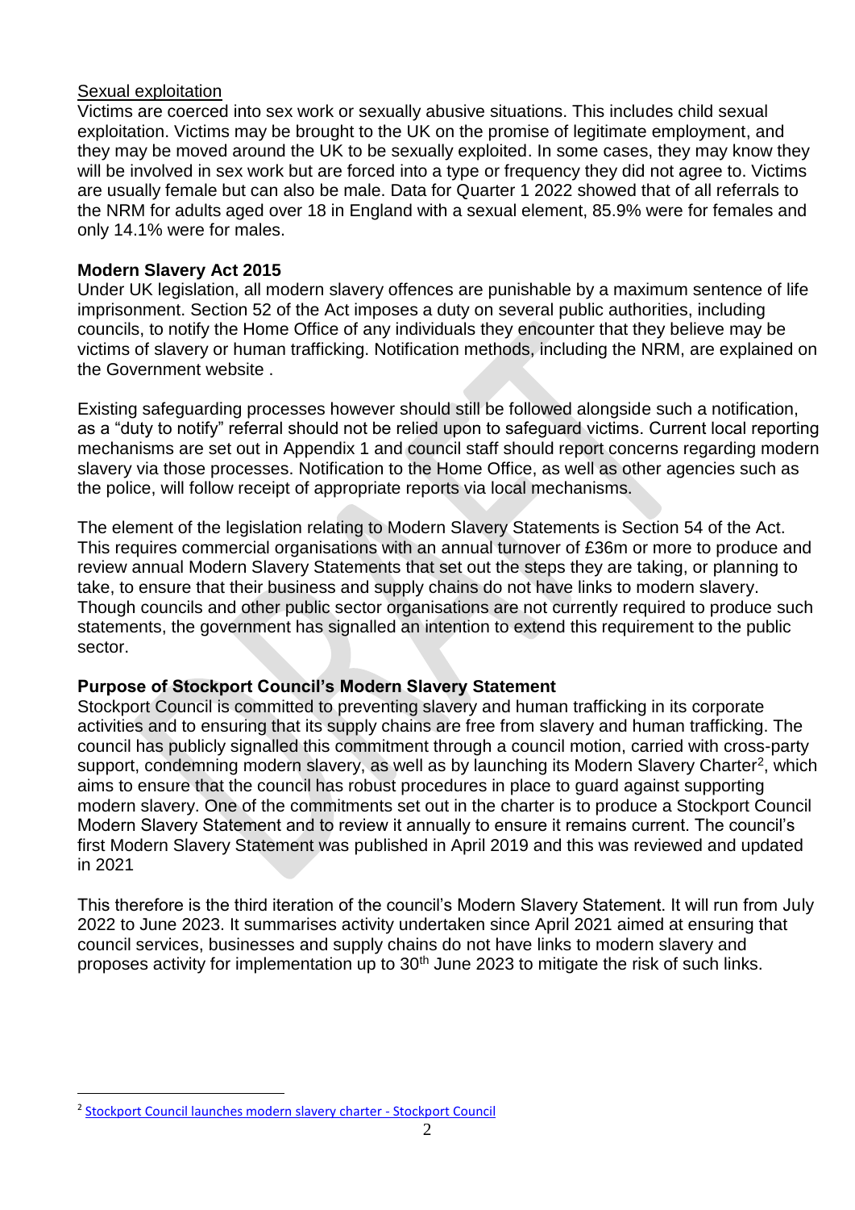Sexual exploitation

Victims are coerced into sex work or sexually abusive situations. This includes child sexual exploitation. Victims may be brought to the UK on the promise of legitimate employment, and they may be moved around the UK to be sexually exploited. In some cases, they may know they will be involved in sex work but are forced into a type or frequency they did not agree to. Victims are usually female but can also be male. Data for Quarter 1 2022 showed that of all referrals to the NRM for adults aged over 18 in England with a sexual element, 85.9% were for females and only 14.1% were for males.

## Modern Slavery Act 2015

Under UK legislation, all modern slavery offences are punishable by a maximum sentence of life imprisonment. Section 52 of the Act imposes a duty on several public authorities, including councils, to notify the Home Office of any individuals they encounter that they believe may be victims of slavery or human trafficking. Notification methods, including the NRM, are explained on the Government website .

Existing safeguarding processes however should still be followed alongside such a notification, as a "duty to notify" referral should not be relied upon to safeguard victims. Current local reporting mechanisms are set out in Appendix 1 and council staff should report concerns regarding modern slavery via those processes. Notification to the Home Office, as well as other agencies such as the police, will follow receipt of appropriate reports via local mechanisms.

The element of the legislation relating to Modern Slavery Statements is Section 54 of the Act. This requires commercial organisations with an annual turnover of £36m or more to produce and review annual Modern Slavery Statements that set out the steps they are taking, or planning to take, to ensure that their business and supply chains do not have links to modern slavery. Though councils and other public sector organisations are not currently required to produce such statements, the government has signalled an intention to extend this requirement to the public sector.

## Purpose of Stockport Council's Modern Slavery Statement

Stockport Council is committed to preventing slavery and human trafficking in its corporate activities and to ensuring that its supply chains are free from slavery and human trafficking. The council has publicly signalled this commitment through a council motion, carried with cross-party support, condemning modern slavery, as well as by launching its Modern Slavery Charter[2], which aims to ensure that the council has robust procedures in place to guard against supporting modern slavery. One of the commitments set out in the charter is to produce a Stockport Council Modern Slavery Statement and to review it annually to ensure it remains current. The council's first Modern Slavery Statement was published in April 2019 and this was reviewed and updated in 2021

This therefore is the third iteration of the council's Modern Slavery Statement. It will run from July 2022 to June 2023. It summarises activity undertaken since April 2021 aimed at ensuring that council services, businesses and supply chains do not have links to modern slavery and proposes activity for implementation up to 30th June 2023 to mitigate the risk of such links.

[2] Stockport Council launches modern slavery charter - Stockport Council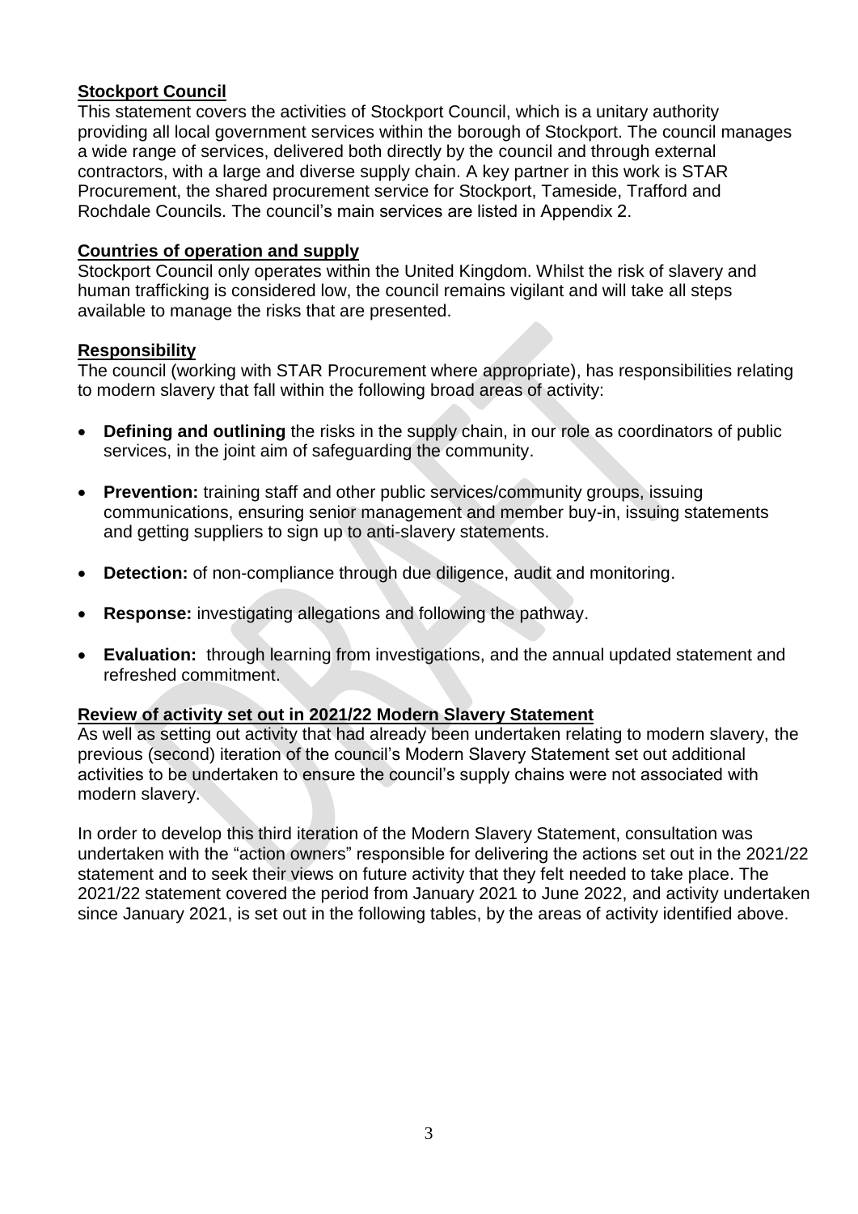## Stockport Council

This statement covers the activities of Stockport Council, which is a unitary authority providing all local government services within the borough of Stockport. The council manages a wide range of services, delivered both directly by the council and through external contractors, with a large and diverse supply chain. A key partner in this work is STAR Procurement, the shared procurement service for Stockport, Tameside, Trafford and Rochdale Councils. The council's main services are listed in Appendix 2.

## Countries of operation and supply

Stockport Council only operates within the United Kingdom. Whilst the risk of slavery and human trafficking is considered low, the council remains vigilant and will take all steps available to manage the risks that are presented.

## Responsibility

The council (working with STAR Procurement where appropriate), has responsibilities relating to modern slavery that fall within the following broad areas of activity:

- **Defining and outlining** the risks in the supply chain, in our role as coordinators of public services, in the joint aim of safeguarding the community.
- **Prevention:** training staff and other public services/community groups, issuing communications, ensuring senior management and member buy-in, issuing statements and getting suppliers to sign up to anti-slavery statements.
- **Detection:** of non-compliance through due diligence, audit and monitoring.
- **Response:** investigating allegations and following the pathway.
- **Evaluation:** through learning from investigations, and the annual updated statement and refreshed commitment.

## Review of activity set out in 2021/22 Modern Slavery Statement

As well as setting out activity that had already been undertaken relating to modern slavery, the previous (second) iteration of the council's Modern Slavery Statement set out additional activities to be undertaken to ensure the council's supply chains were not associated with modern slavery.

In order to develop this third iteration of the Modern Slavery Statement, consultation was undertaken with the "action owners" responsible for delivering the actions set out in the 2021/22 statement and to seek their views on future activity that they felt needed to take place. The 2021/22 statement covered the period from January 2021 to June 2022, and activity undertaken since January 2021, is set out in the following tables, by the areas of activity identified above.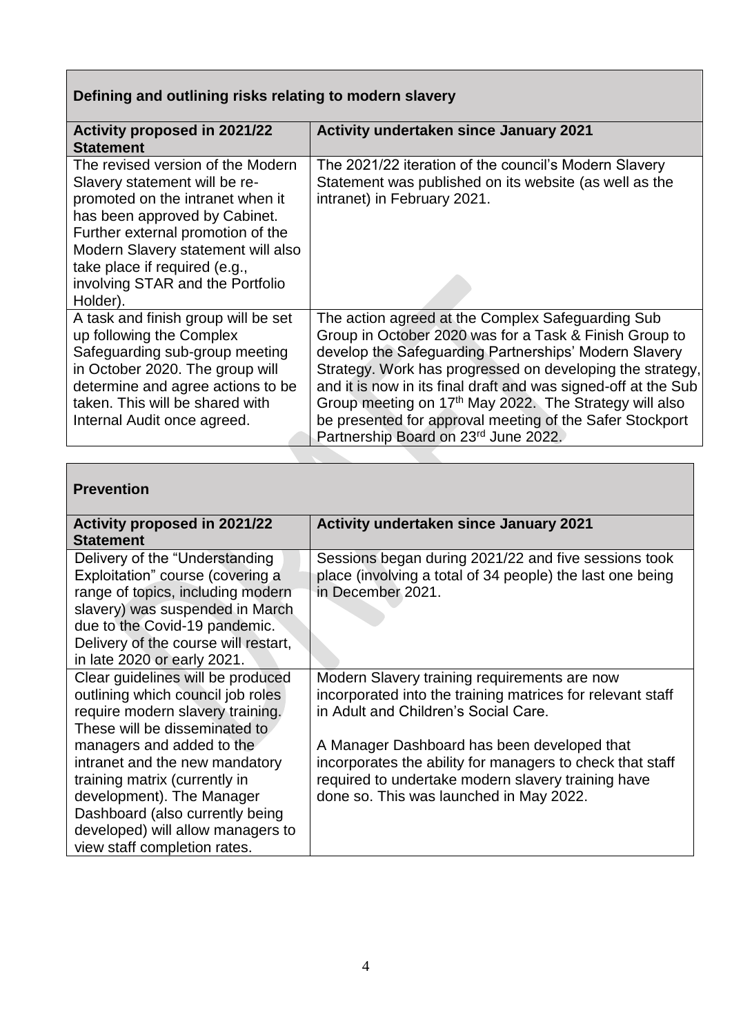## Defining and outlining risks relating to modern slavery

| Activity proposed in 2021/22 Statement | Activity undertaken since January 2021 |
| --- | --- |
| The revised version of the Modern Slavery statement will be re-promoted on the intranet when it has been approved by Cabinet. Further external promotion of the Modern Slavery statement will also take place if required (e.g., involving STAR and the Portfolio Holder). | The 2021/22 iteration of the council's Modern Slavery Statement was published on its website (as well as the intranet) in February 2021. |
| A task and finish group will be set up following the Complex Safeguarding sub-group meeting in October 2020. The group will determine and agree actions to be taken. This will be shared with Internal Audit once agreed. | The action agreed at the Complex Safeguarding Sub Group in October 2020 was for a Task & Finish Group to develop the Safeguarding Partnerships' Modern Slavery Strategy. Work has progressed on developing the strategy, and it is now in its final draft and was signed-off at the Sub Group meeting on 17th May 2022. The Strategy will also be presented for approval meeting of the Safer Stockport Partnership Board on 23rd June 2022. |

## Prevention

| Activity proposed in 2021/22 Statement | Activity undertaken since January 2021 |
| --- | --- |
| Delivery of the "Understanding Exploitation" course (covering a range of topics, including modern slavery) was suspended in March due to the Covid-19 pandemic. Delivery of the course will restart, in late 2020 or early 2021. | Sessions began during 2021/22 and five sessions took place (involving a total of 34 people) the last one being in December 2021. |
| Clear guidelines will be produced outlining which council job roles require modern slavery training. These will be disseminated to managers and added to the intranet and the new mandatory training matrix (currently in development). The Manager Dashboard (also currently being developed) will allow managers to view staff completion rates. | Modern Slavery training requirements are now incorporated into the training matrices for relevant staff in Adult and Children's Social Care.<br><br>A Manager Dashboard has been developed that incorporates the ability for managers to check that staff required to undertake modern slavery training have done so. This was launched in May 2022. |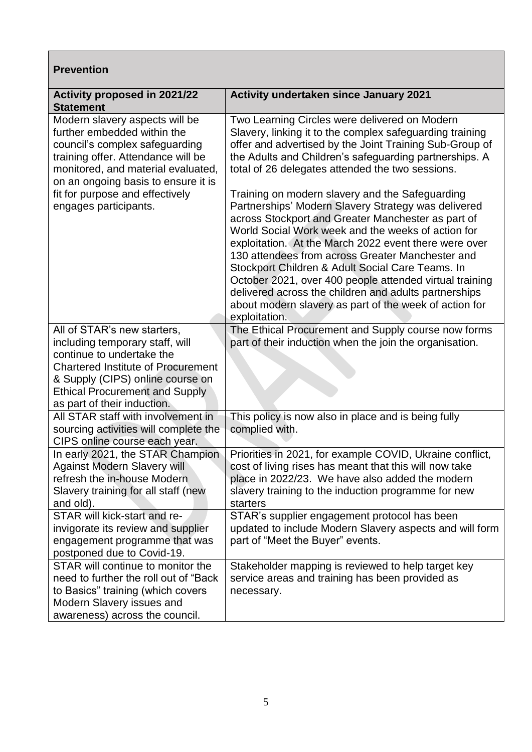| **Prevention** | |
|---|---|
| **Activity proposed in 2021/22 Statement** | **Activity undertaken since January 2021** |
| Modern slavery aspects will be further embedded within the council's complex safeguarding training offer. Attendance will be monitored, and material evaluated, on an ongoing basis to ensure it is fit for purpose and effectively engages participants. | Two Learning Circles were delivered on Modern Slavery, linking it to the complex safeguarding training offer and advertised by the Joint Training Sub-Group of the Adults and Children's safeguarding partnerships. A total of 26 delegates attended the two sessions.<br><br>Training on modern slavery and the Safeguarding Partnerships' Modern Slavery Strategy was delivered across Stockport and Greater Manchester as part of World Social Work week and the weeks of action for exploitation. At the March 2022 event there were over 130 attendees from across Greater Manchester and Stockport Children & Adult Social Care Teams. In October 2021, over 400 people attended virtual training delivered across the children and adults partnerships about modern slavery as part of the week of action for exploitation. |
| All of STAR's new starters, including temporary staff, will continue to undertake the Chartered Institute of Procurement & Supply (CIPS) online course on Ethical Procurement and Supply as part of their induction. | The Ethical Procurement and Supply course now forms part of their induction when the join the organisation. |
| All STAR staff with involvement in sourcing activities will complete the CIPS online course each year. | This policy is now also in place and is being fully complied with. |
| In early 2021, the STAR Champion Against Modern Slavery will refresh the in-house Modern Slavery training for all staff (new and old). | Priorities in 2021, for example COVID, Ukraine conflict, cost of living rises has meant that this will now take place in 2022/23. We have also added the modern slavery training to the induction programme for new starters |
| STAR will kick-start and re-invigorate its review and supplier engagement programme that was postponed due to Covid-19. | STAR's supplier engagement protocol has been updated to include Modern Slavery aspects and will form part of "Meet the Buyer" events. |
| STAR will continue to monitor the need to further the roll out of "Back to Basics" training (which covers Modern Slavery issues and awareness) across the council. | Stakeholder mapping is reviewed to help target key service areas and training has been provided as necessary. |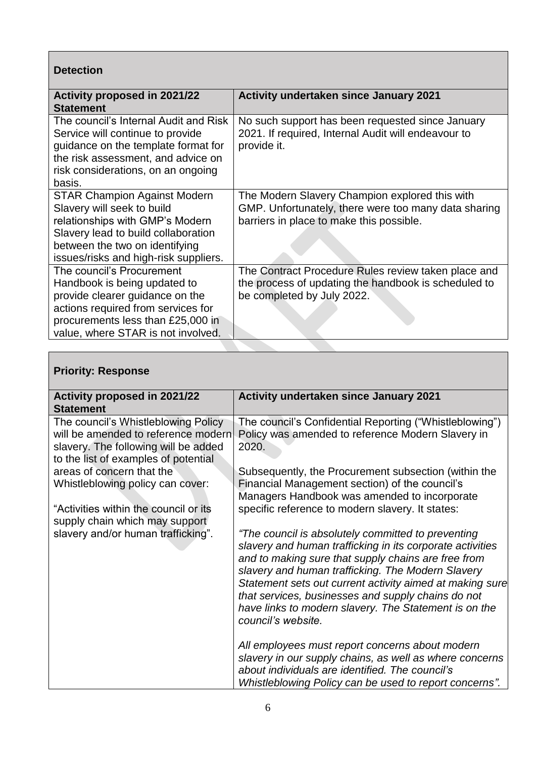**Detection**

| Activity proposed in 2021/22 Statement | Activity undertaken since January 2021 |
|---|---|
| The council's Internal Audit and Risk Service will continue to provide guidance on the template format for the risk assessment, and advice on risk considerations, on an ongoing basis. | No such support has been requested since January 2021. If required, Internal Audit will endeavour to provide it. |
| STAR Champion Against Modern Slavery will seek to build relationships with GMP's Modern Slavery lead to build collaboration between the two on identifying issues/risks and high-risk suppliers. | The Modern Slavery Champion explored this with GMP. Unfortunately, there were too many data sharing barriers in place to make this possible. |
| The council's Procurement Handbook is being updated to provide clearer guidance on the actions required from services for procurements less than £25,000 in value, where STAR is not involved. | The Contract Procedure Rules review taken place and the process of updating the handbook is scheduled to be completed by July 2022. |

**Priority: Response**

| Activity proposed in 2021/22 Statement | Activity undertaken since January 2021 |
|---|---|
| The council's Whistleblowing Policy will be amended to reference modern slavery. The following will be added to the list of examples of potential areas of concern that the Whistleblowing policy can cover:<br><br>"Activities within the council or its supply chain which may support slavery and/or human trafficking". | The council's Confidential Reporting ("Whistleblowing") Policy was amended to reference Modern Slavery in 2020.<br><br>Subsequently, the Procurement subsection (within the Financial Management section) of the council's Managers Handbook was amended to incorporate specific reference to modern slavery. It states:<br><br>*"The council is absolutely committed to preventing slavery and human trafficking in its corporate activities and to making sure that supply chains are free from slavery and human trafficking. The Modern Slavery Statement sets out current activity aimed at making sure that services, businesses and supply chains do not have links to modern slavery. The Statement is on the council's website.*<br><br>*All employees must report concerns about modern slavery in our supply chains, as well as where concerns about individuals are identified. The council's Whistleblowing Policy can be used to report concerns".* |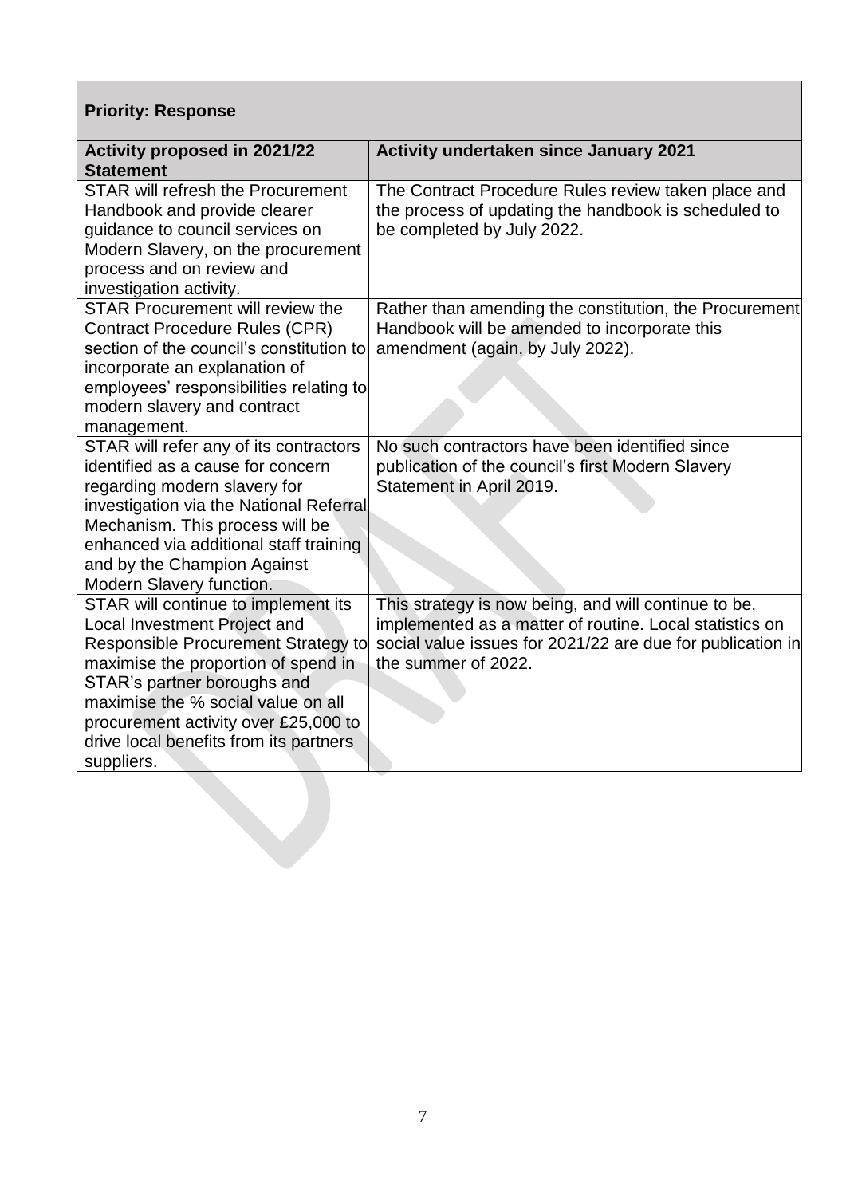| **Priority: Response** | |
|---|---|
| **Activity proposed in 2021/22 Statement** | **Activity undertaken since January 2021** |
| STAR will refresh the Procurement Handbook and provide clearer guidance to council services on Modern Slavery, on the procurement process and on review and investigation activity. | The Contract Procedure Rules review taken place and the process of updating the handbook is scheduled to be completed by July 2022. |
| STAR Procurement will review the Contract Procedure Rules (CPR) section of the council's constitution to incorporate an explanation of employees' responsibilities relating to modern slavery and contract management. | Rather than amending the constitution, the Procurement Handbook will be amended to incorporate this amendment (again, by July 2022). |
| STAR will refer any of its contractors identified as a cause for concern regarding modern slavery for investigation via the National Referral Mechanism. This process will be enhanced via additional staff training and by the Champion Against Modern Slavery function. | No such contractors have been identified since publication of the council's first Modern Slavery Statement in April 2019. |
| STAR will continue to implement its Local Investment Project and Responsible Procurement Strategy to maximise the proportion of spend in STAR's partner boroughs and maximise the % social value on all procurement activity over £25,000 to drive local benefits from its partners suppliers. | This strategy is now being, and will continue to be, implemented as a matter of routine. Local statistics on social value issues for 2021/22 are due for publication in the summer of 2022. |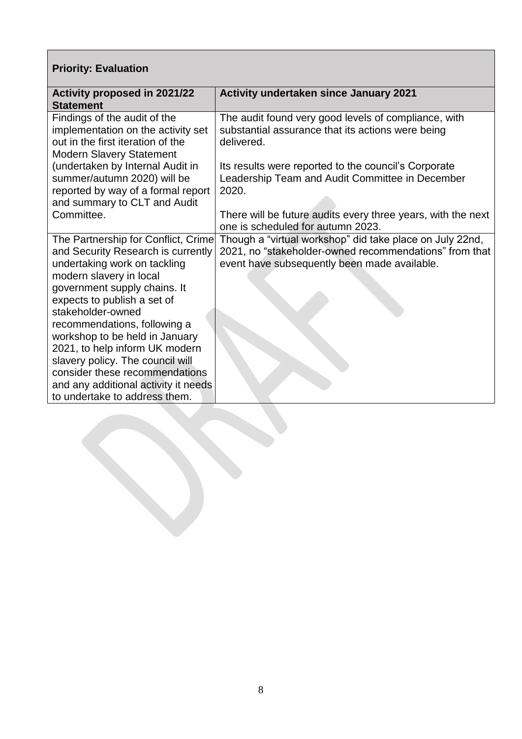| Priority: Evaluation | |
|---|---|
| **Activity proposed in 2021/22 Statement** | **Activity undertaken since January 2021** |
| Findings of the audit of the implementation on the activity set out in the first iteration of the Modern Slavery Statement (undertaken by Internal Audit in summer/autumn 2020) will be reported by way of a formal report and summary to CLT and Audit Committee. | The audit found very good levels of compliance, with substantial assurance that its actions were being delivered.<br><br>Its results were reported to the council's Corporate Leadership Team and Audit Committee in December 2020.<br><br>There will be future audits every three years, with the next one is scheduled for autumn 2023. |
| The Partnership for Conflict, Crime and Security Research is currently undertaking work on tackling modern slavery in local government supply chains. It expects to publish a set of stakeholder-owned recommendations, following a workshop to be held in January 2021, to help inform UK modern slavery policy. The council will consider these recommendations and any additional activity it needs to undertake to address them. | Though a "virtual workshop" did take place on July 22nd, 2021, no "stakeholder-owned recommendations" from that event have subsequently been made available. |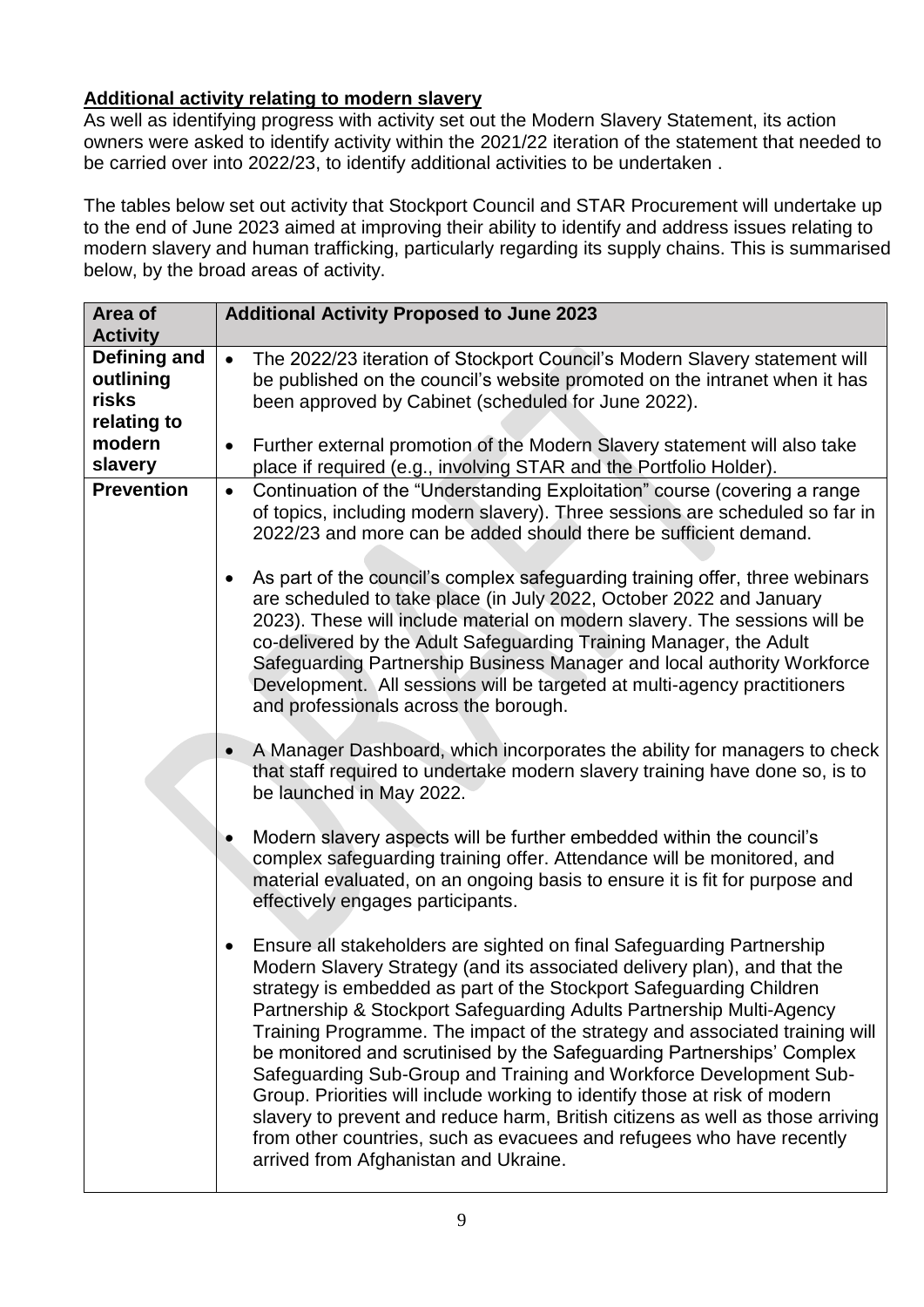**Additional activity relating to modern slavery**

As well as identifying progress with activity set out the Modern Slavery Statement, its action owners were asked to identify activity within the 2021/22 iteration of the statement that needed to be carried over into 2022/23, to identify additional activities to be undertaken .

The tables below set out activity that Stockport Council and STAR Procurement will undertake up to the end of June 2023 aimed at improving their ability to identify and address issues relating to modern slavery and human trafficking, particularly regarding its supply chains. This is summarised below, by the broad areas of activity.

| Area of Activity | Additional Activity Proposed to June 2023 |
| --- | --- |
| **Defining and outlining risks relating to modern slavery** | • The 2022/23 iteration of Stockport Council's Modern Slavery statement will be published on the council's website promoted on the intranet when it has been approved by Cabinet (scheduled for June 2022).<br><br>• Further external promotion of the Modern Slavery statement will also take place if required (e.g., involving STAR and the Portfolio Holder). |
| **Prevention** | • Continuation of the "Understanding Exploitation" course (covering a range of topics, including modern slavery). Three sessions are scheduled so far in 2022/23 and more can be added should there be sufficient demand.<br><br>• As part of the council's complex safeguarding training offer, three webinars are scheduled to take place (in July 2022, October 2022 and January 2023). These will include material on modern slavery. The sessions will be co-delivered by the Adult Safeguarding Training Manager, the Adult Safeguarding Partnership Business Manager and local authority Workforce Development. All sessions will be targeted at multi-agency practitioners and professionals across the borough.<br><br>• A Manager Dashboard, which incorporates the ability for managers to check that staff required to undertake modern slavery training have done so, is to be launched in May 2022.<br><br>• Modern slavery aspects will be further embedded within the council's complex safeguarding training offer. Attendance will be monitored, and material evaluated, on an ongoing basis to ensure it is fit for purpose and effectively engages participants.<br><br>• Ensure all stakeholders are sighted on final Safeguarding Partnership Modern Slavery Strategy (and its associated delivery plan), and that the strategy is embedded as part of the Stockport Safeguarding Children Partnership & Stockport Safeguarding Adults Partnership Multi-Agency Training Programme. The impact of the strategy and associated training will be monitored and scrutinised by the Safeguarding Partnerships' Complex Safeguarding Sub-Group and Training and Workforce Development Sub-Group. Priorities will include working to identify those at risk of modern slavery to prevent and reduce harm, British citizens as well as those arriving from other countries, such as evacuees and refugees who have recently arrived from Afghanistan and Ukraine. |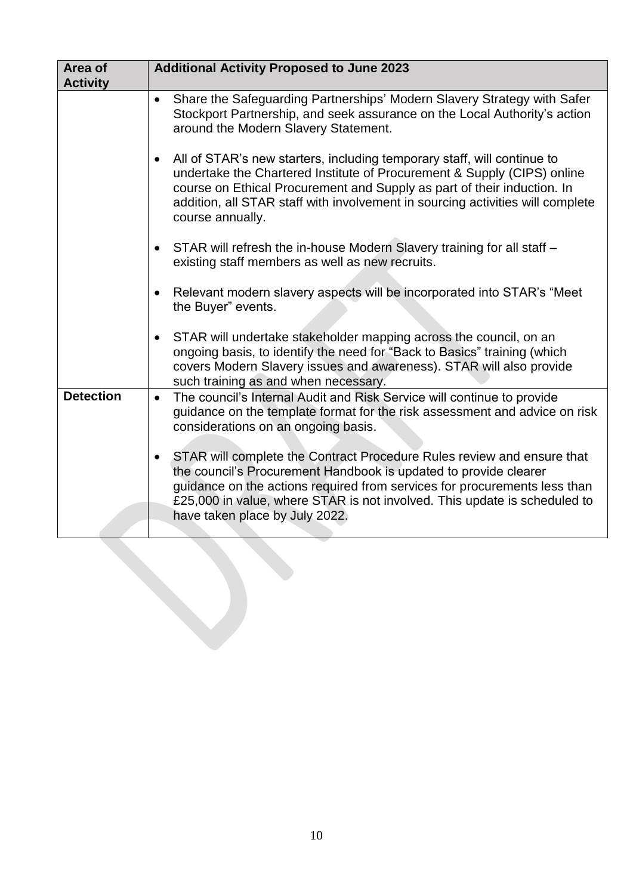| Area of Activity | Additional Activity Proposed to June 2023 |
|---|---|
| | • Share the Safeguarding Partnerships' Modern Slavery Strategy with Safer Stockport Partnership, and seek assurance on the Local Authority's action around the Modern Slavery Statement.<br><br>• All of STAR's new starters, including temporary staff, will continue to undertake the Chartered Institute of Procurement & Supply (CIPS) online course on Ethical Procurement and Supply as part of their induction. In addition, all STAR staff with involvement in sourcing activities will complete course annually.<br><br>• STAR will refresh the in-house Modern Slavery training for all staff – existing staff members as well as new recruits.<br><br>• Relevant modern slavery aspects will be incorporated into STAR's "Meet the Buyer" events.<br><br>• STAR will undertake stakeholder mapping across the council, on an ongoing basis, to identify the need for "Back to Basics" training (which covers Modern Slavery issues and awareness). STAR will also provide such training as and when necessary. |
| **Detection** | • The council's Internal Audit and Risk Service will continue to provide guidance on the template format for the risk assessment and advice on risk considerations on an ongoing basis.<br><br>• STAR will complete the Contract Procedure Rules review and ensure that the council's Procurement Handbook is updated to provide clearer guidance on the actions required from services for procurements less than £25,000 in value, where STAR is not involved. This update is scheduled to have taken place by July 2022. |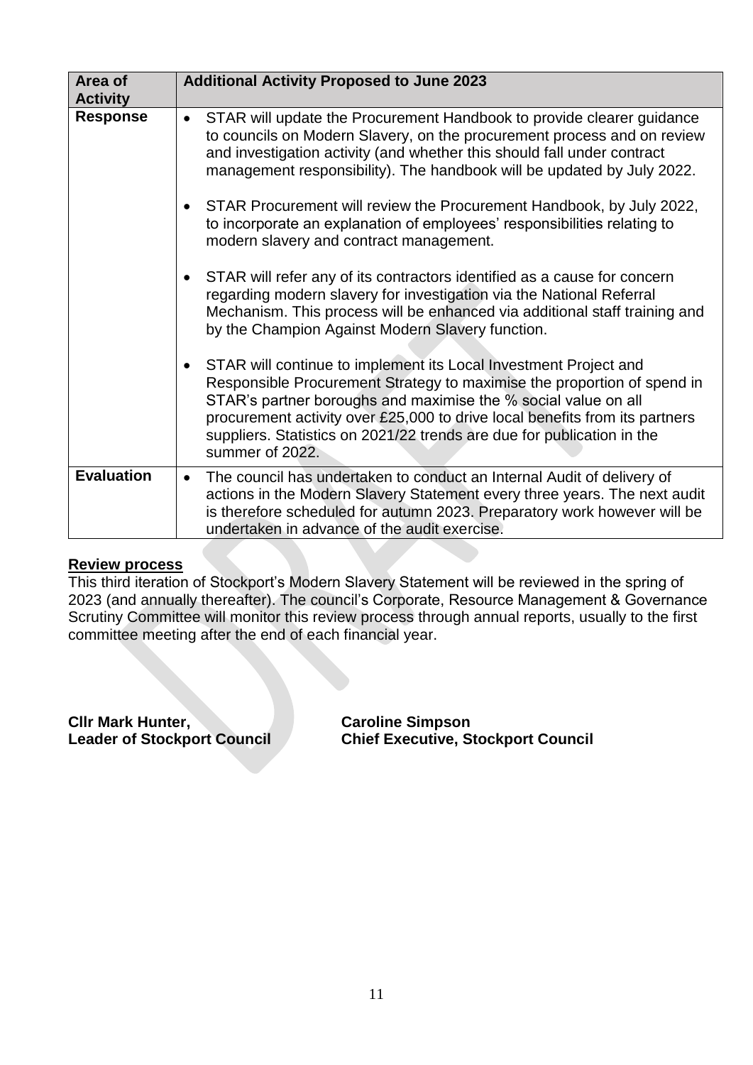| Area of Activity | Additional Activity Proposed to June 2023 |
|---|---|
| **Response** | • STAR will update the Procurement Handbook to provide clearer guidance to councils on Modern Slavery, on the procurement process and on review and investigation activity (and whether this should fall under contract management responsibility). The handbook will be updated by July 2022.<br><br>• STAR Procurement will review the Procurement Handbook, by July 2022, to incorporate an explanation of employees' responsibilities relating to modern slavery and contract management.<br><br>• STAR will refer any of its contractors identified as a cause for concern regarding modern slavery for investigation via the National Referral Mechanism. This process will be enhanced via additional staff training and by the Champion Against Modern Slavery function.<br><br>• STAR will continue to implement its Local Investment Project and Responsible Procurement Strategy to maximise the proportion of spend in STAR's partner boroughs and maximise the % social value on all procurement activity over £25,000 to drive local benefits from its partners suppliers. Statistics on 2021/22 trends are due for publication in the summer of 2022. |
| **Evaluation** | • The council has undertaken to conduct an Internal Audit of delivery of actions in the Modern Slavery Statement every three years. The next audit is therefore scheduled for autumn 2023. Preparatory work however will be undertaken in advance of the audit exercise. |

## Review process

This third iteration of Stockport's Modern Slavery Statement will be reviewed in the spring of 2023 (and annually thereafter). The council's Corporate, Resource Management & Governance Scrutiny Committee will monitor this review process through annual reports, usually to the first committee meeting after the end of each financial year.

**Cllr Mark Hunter,**
**Leader of Stockport Council**

**Caroline Simpson**
**Chief Executive, Stockport Council**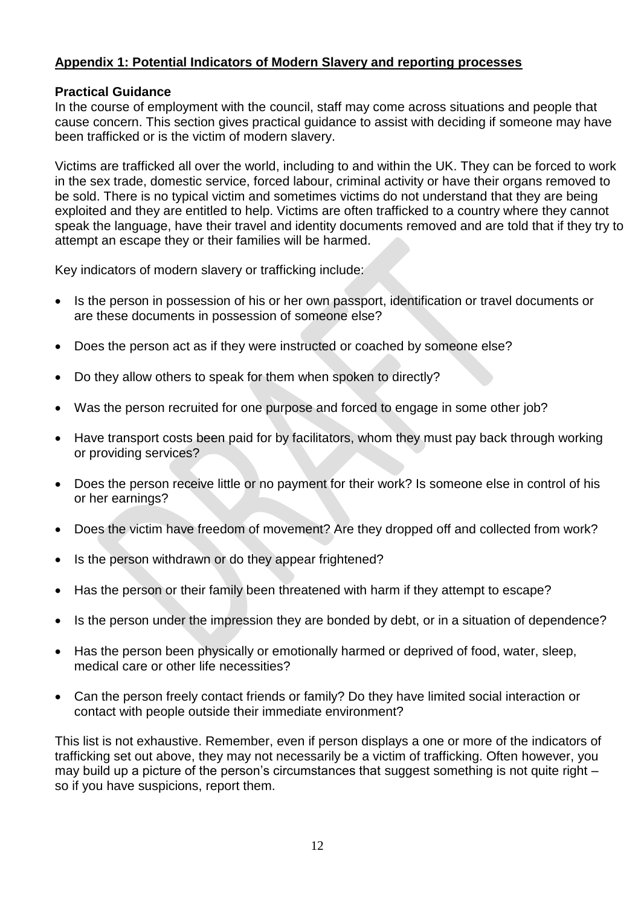## Appendix 1: Potential Indicators of Modern Slavery and reporting processes

### Practical Guidance

In the course of employment with the council, staff may come across situations and people that cause concern. This section gives practical guidance to assist with deciding if someone may have been trafficked or is the victim of modern slavery.

Victims are trafficked all over the world, including to and within the UK. They can be forced to work in the sex trade, domestic service, forced labour, criminal activity or have their organs removed to be sold. There is no typical victim and sometimes victims do not understand that they are being exploited and they are entitled to help. Victims are often trafficked to a country where they cannot speak the language, have their travel and identity documents removed and are told that if they try to attempt an escape they or their families will be harmed.

Key indicators of modern slavery or trafficking include:

- Is the person in possession of his or her own passport, identification or travel documents or are these documents in possession of someone else?
- Does the person act as if they were instructed or coached by someone else?
- Do they allow others to speak for them when spoken to directly?
- Was the person recruited for one purpose and forced to engage in some other job?
- Have transport costs been paid for by facilitators, whom they must pay back through working or providing services?
- Does the person receive little or no payment for their work? Is someone else in control of his or her earnings?
- Does the victim have freedom of movement? Are they dropped off and collected from work?
- Is the person withdrawn or do they appear frightened?
- Has the person or their family been threatened with harm if they attempt to escape?
- Is the person under the impression they are bonded by debt, or in a situation of dependence?
- Has the person been physically or emotionally harmed or deprived of food, water, sleep, medical care or other life necessities?
- Can the person freely contact friends or family? Do they have limited social interaction or contact with people outside their immediate environment?

This list is not exhaustive. Remember, even if person displays a one or more of the indicators of trafficking set out above, they may not necessarily be a victim of trafficking. Often however, you may build up a picture of the person's circumstances that suggest something is not quite right – so if you have suspicions, report them.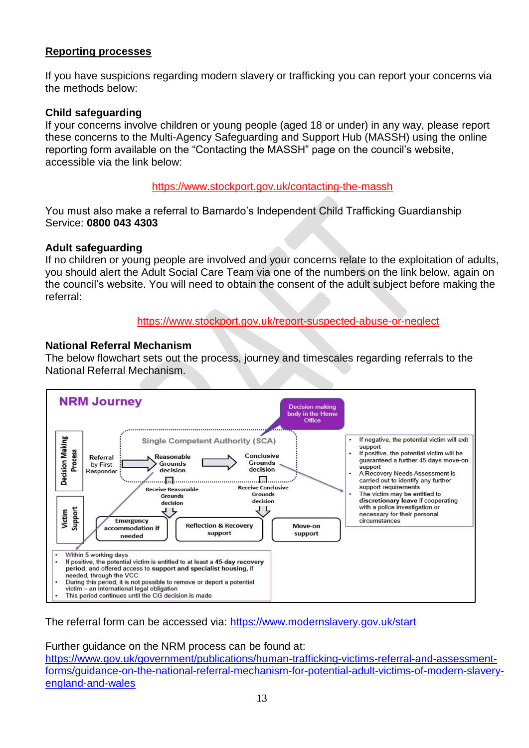## Reporting processes

If you have suspicions regarding modern slavery or trafficking you can report your concerns via the methods below:

### Child safeguarding

If your concerns involve children or young people (aged 18 or under) in any way, please report these concerns to the Multi-Agency Safeguarding and Support Hub (MASSH) using the online reporting form available on the "Contacting the MASSH" page on the council's website, accessible via the link below:

https://www.stockport.gov.uk/contacting-the-massh

You must also make a referral to Barnardo's Independent Child Trafficking Guardianship Service: **0800 043 4303**

### Adult safeguarding

If no children or young people are involved and your concerns relate to the exploitation of adults, you should alert the Adult Social Care Team via one of the numbers on the link below, again on the council's website. You will need to obtain the consent of the adult subject before making the referral:

https://www.stockport.gov.uk/report-suspected-abuse-or-neglect

### National Referral Mechanism

The below flowchart sets out the process, journey and timescales regarding referrals to the National Referral Mechanism.

**NRM Journey**

Decision making body in the Home Office

Decision Making Process

Single Competent Authority (SCA)

Referral by First Responder → Reasonable Grounds decision → Conclusive Grounds decision

Victim Support

Receive Reasonable Grounds decision → Emergency accommodation if needed / Reflection & Recovery support

Receive Conclusive Grounds decision → Move-on support

- Within 5 working days
- If positive, the potential victim is entitled to at least a 45-day recovery period, and offered access to support and specialist housing, if needed, through the VCC
- During this period, it is not possible to remove or deport a potential victim – an international legal obligation
- This period continues until the CG decision is made

- If negative, the potential victim will exit support
- If positive, the potential victim will be guaranteed a further 45 days move-on support
- A Recovery Needs Assessment is carried out to identify any further support requirements
- The victim may be entitled to **discretionary leave** if cooperating with a police investigation or necessary for their personal circumstances

The referral form can be accessed via: https://www.modernslavery.gov.uk/start

Further guidance on the NRM process can be found at:
https://www.gov.uk/government/publications/human-trafficking-victims-referral-and-assessment-forms/guidance-on-the-national-referral-mechanism-for-potential-adult-victims-of-modern-slavery-england-and-wales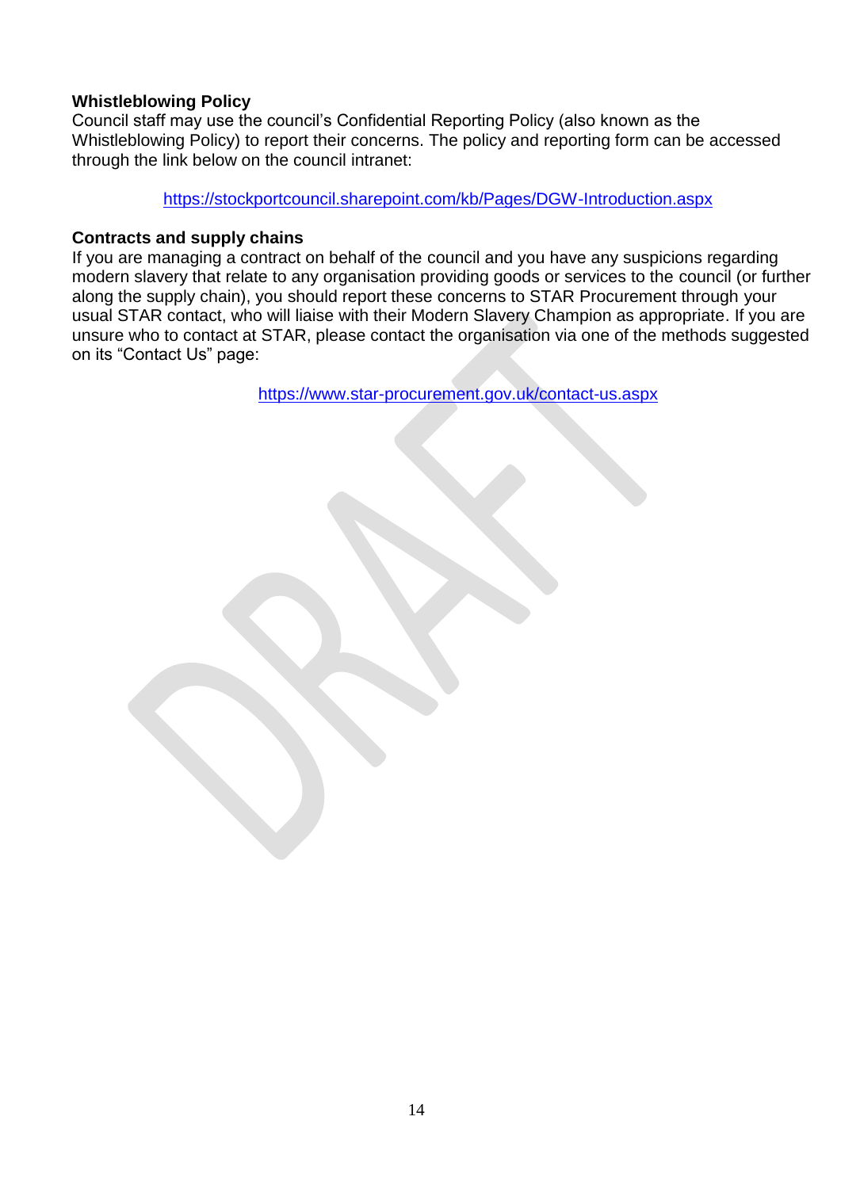**Whistleblowing Policy**

Council staff may use the council's Confidential Reporting Policy (also known as the Whistleblowing Policy) to report their concerns. The policy and reporting form can be accessed through the link below on the council intranet:

https://stockportcouncil.sharepoint.com/kb/Pages/DGW-Introduction.aspx

**Contracts and supply chains**

If you are managing a contract on behalf of the council and you have any suspicions regarding modern slavery that relate to any organisation providing goods or services to the council (or further along the supply chain), you should report these concerns to STAR Procurement through your usual STAR contact, who will liaise with their Modern Slavery Champion as appropriate. If you are unsure who to contact at STAR, please contact the organisation via one of the methods suggested on its "Contact Us" page:

https://www.star-procurement.gov.uk/contact-us.aspx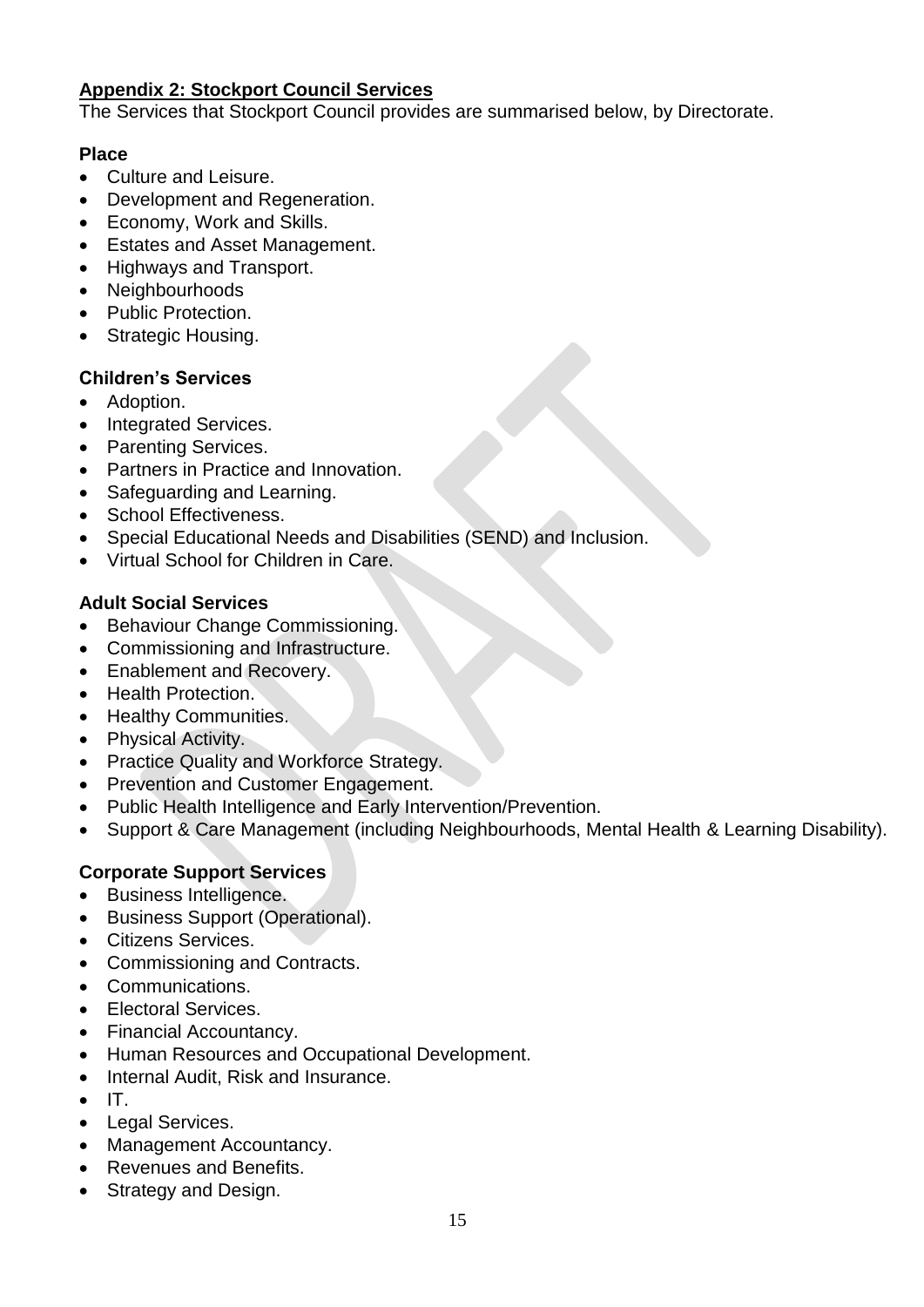## Appendix 2: Stockport Council Services

The Services that Stockport Council provides are summarised below, by Directorate.

### Place

- Culture and Leisure.
- Development and Regeneration.
- Economy, Work and Skills.
- Estates and Asset Management.
- Highways and Transport.
- Neighbourhoods
- Public Protection.
- Strategic Housing.

### Children's Services

- Adoption.
- Integrated Services.
- Parenting Services.
- Partners in Practice and Innovation.
- Safeguarding and Learning.
- School Effectiveness.
- Special Educational Needs and Disabilities (SEND) and Inclusion.
- Virtual School for Children in Care.

### Adult Social Services

- Behaviour Change Commissioning.
- Commissioning and Infrastructure.
- Enablement and Recovery.
- Health Protection.
- Healthy Communities.
- Physical Activity.
- Practice Quality and Workforce Strategy.
- Prevention and Customer Engagement.
- Public Health Intelligence and Early Intervention/Prevention.
- Support & Care Management (including Neighbourhoods, Mental Health & Learning Disability).

### Corporate Support Services

- Business Intelligence.
- Business Support (Operational).
- Citizens Services.
- Commissioning and Contracts.
- Communications.
- Electoral Services.
- Financial Accountancy.
- Human Resources and Occupational Development.
- Internal Audit, Risk and Insurance.
- IT.
- Legal Services.
- Management Accountancy.
- Revenues and Benefits.
- Strategy and Design.